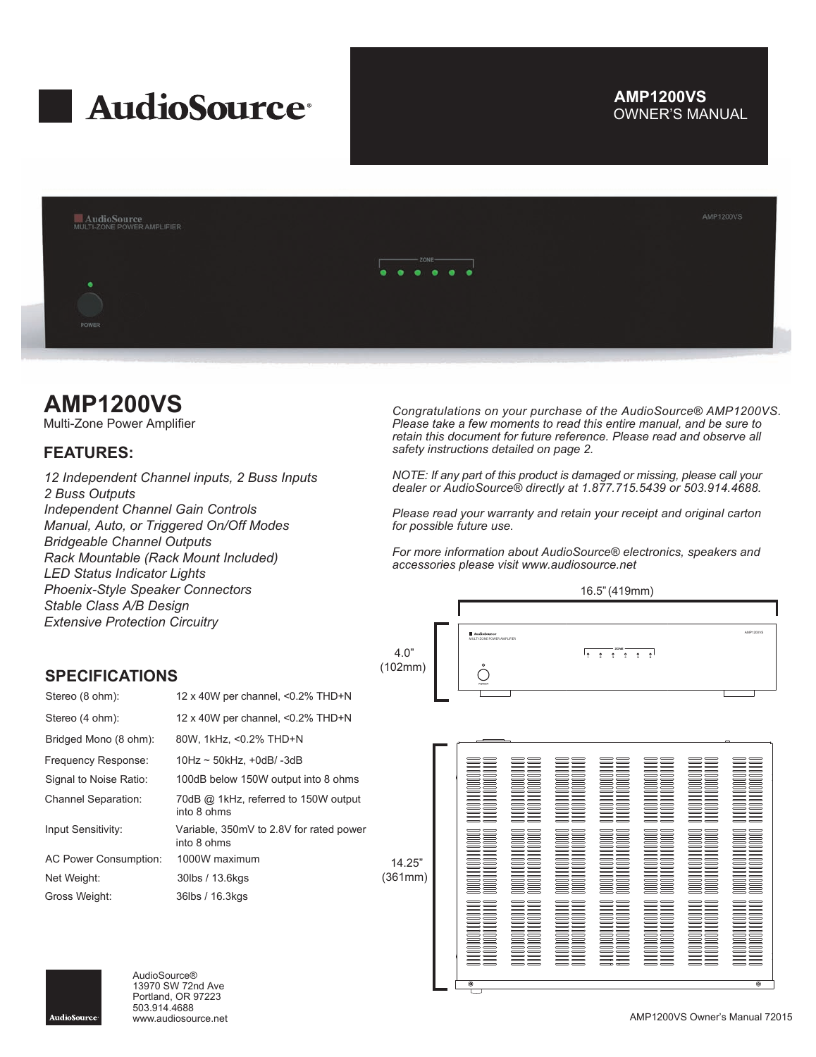AudioSource®

**AMP1200VS**
OWNER'S MANUAL

# AMP1200VS

Multi-Zone Power Amplifier

## FEATURES:

*12 Independent Channel inputs, 2 Buss Inputs*
*2 Buss Outputs*
*Independent Channel Gain Controls*
*Manual, Auto, or Triggered On/Off Modes*
*Bridgeable Channel Outputs*
*Rack Mountable (Rack Mount Included)*
*LED Status Indicator Lights*
*Phoenix-Style Speaker Connectors*
*Stable Class A/B Design*
*Extensive Protection Circuitry*

## SPECIFICATIONS

| | |
|---|---|
| Stereo (8 ohm): | 12 x 40W per channel, <0.2% THD+N |
| Stereo (4 ohm): | 12 x 40W per channel, <0.2% THD+N |
| Bridged Mono (8 ohm): | 80W, 1kHz, <0.2% THD+N |
| Frequency Response: | 10Hz ~ 50kHz, +0dB/ -3dB |
| Signal to Noise Ratio: | 100dB below 150W output into 8 ohms |
| Channel Separation: | 70dB @ 1kHz, referred to 150W output into 8 ohms |
| Input Sensitivity: | Variable, 350mV to 2.8V for rated power into 8 ohms |
| AC Power Consumption: | 1000W maximum |
| Net Weight: | 30lbs / 13.6kgs |
| Gross Weight: | 36lbs / 16.3kgs |

*Congratulations on your purchase of the AudioSource® AMP1200VS. Please take a few moments to read this entire manual, and be sure to retain this document for future reference. Please read and observe all safety instructions detailed on page 2.*

*NOTE: If any part of this product is damaged or missing, please call your dealer or AudioSource® directly at 1.877.715.5439 or 503.914.4688.*

*Please read your warranty and retain your receipt and original carton for possible future use.*

*For more information about AudioSource® electronics, speakers and accessories please visit www.audiosource.net*

16.5" (419mm)

4.0" (102mm)

14.25" (361mm)

AudioSource®
13970 SW 72nd Ave
Portland, OR 97223
503.914.4688
www.audiosource.net

AMP1200VS Owner's Manual 72015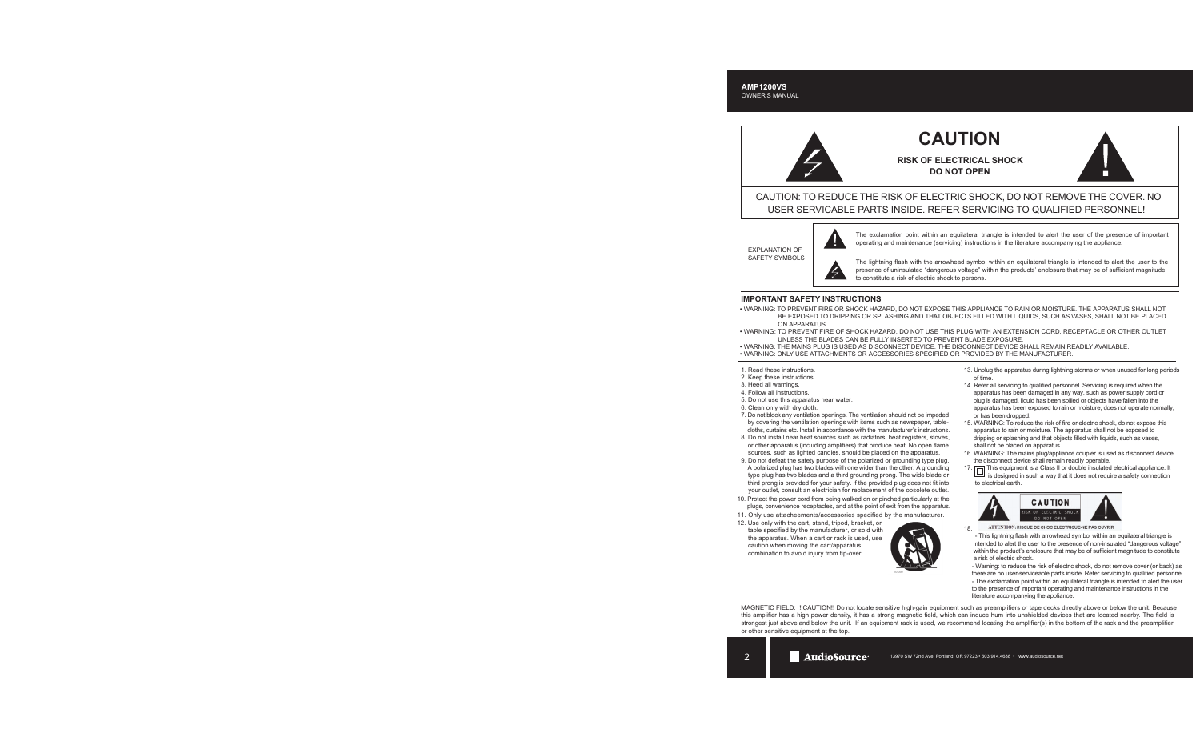**AMP1200VS**
OWNER'S MANUAL

# CAUTION

**RISK OF ELECTRICAL SHOCK**
**DO NOT OPEN**

CAUTION: TO REDUCE THE RISK OF ELECTRIC SHOCK, DO NOT REMOVE THE COVER. NO USER SERVICABLE PARTS INSIDE. REFER SERVICING TO QUALIFIED PERSONNEL!

EXPLANATION OF SAFETY SYMBOLS

The exclamation point within an equilateral triangle is intended to alert the user of the presence of important operating and maintenance (servicing) instructions in the literature accompanying the appliance.

The lightning flash with the arrowhead symbol within an equilateral triangle is intended to alert the user to the presence of uninsulated "dangerous voltage" within the products' enclosure that may be of sufficient magnitude to constitute a risk of electric shock to persons.

### IMPORTANT SAFETY INSTRUCTIONS

- WARNING: TO PREVENT FIRE OR SHOCK HAZARD, DO NOT EXPOSE THIS APPLIANCE TO RAIN OR MOISTURE. THE APPARATUS SHALL NOT BE EXPOSED TO DRIPPING OR SPLASHING AND THAT OBJECTS FILLED WITH LIQUIDS, SUCH AS VASES, SHALL NOT BE PLACED ON APPARATUS.
- WARNING: TO PREVENT FIRE OF SHOCK HAZARD, DO NOT USE THIS PLUG WITH AN EXTENSION CORD, RECEPTACLE OR OTHER OUTLET UNLESS THE BLADES CAN BE FULLY INSERTED TO PREVENT BLADE EXPOSURE.
- WARNING: THE MAINS PLUG IS USED AS DISCONNECT DEVICE. THE DISCONNECT DEVICE SHALL REMAIN READILY AVAILABLE.
- WARNING: ONLY USE ATTACHMENTS OR ACCESSORIES SPECIFIED OR PROVIDED BY THE MANUFACTURER.

1. Read these instructions.
2. Keep these instructions.
3. Heed all warnings.
4. Follow all instructions.
5. Do not use this apparatus near water.
6. Clean only with dry cloth.
7. Do not block any ventilation openings. The ventilation should not be impeded by covering the ventilation openings with items such as newspaper, table-cloths, curtains etc. Install in accordance with the manufacturer's instructions.
8. Do not install near heat sources such as radiators, heat registers, stoves, or other apparatus (including amplifiers) that produce heat. No open flame sources, such as lighted candles, should be placed on the apparatus.
9. Do not defeat the safety purpose of the polarized or grounding type plug. A polarized plug has two blades with one wider than the other. A grounding type plug has two blades and a third grounding prong. The wide blade or third prong is provided for your safety. If the provided plug does not fit into your outlet, consult an electrician for replacement of the obsolete outlet.
10. Protect the power cord from being walked on or pinched particularly at the plugs, convenience receptacles, and at the point of exit from the apparatus.
11. Only use attacheements/accessories specified by the manufacturer.
12. Use only with the cart, stand, tripod, bracket, or table specified by the manufacturer, or sold with the apparatus. When a cart or rack is used, use caution when moving the cart/apparatus combination to avoid injury from tip-over.
13. Unplug the apparatus during lightning storms or when unused for long periods of time.
14. Refer all servicing to qualified personnel. Servicing is required when the apparatus has been damaged in any way, such as power supply cord or plug is damaged, liquid has been spilled or objects have fallen into the apparatus has been exposed to rain or moisture, does not operate normally, or has been dropped.
15. WARNING: To reduce the risk of fire or electric shock, do not expose this apparatus to rain or moisture. The apparatus shall not be exposed to dripping or splashing and that objects filled with liquids, such as vases, shall not be placed on apparatus.
16. WARNING: The mains plug/appliance coupler is used as disconnect device, the disconnect device shall remain readily operable.
17. This equipment is a Class II or double insulated electrical appliance. It is designed in such a way that it does not require a safety connection to electrical earth.
18. CAUTION — RISK OF ELECTRIC SHOCK — DO NOT OPEN
    ATTENTION: RISQUE DE CHOC ELECTRIQUE-NE PAS OUVRIR
    - This lightning flash with arrowhead symbol within an equilateral triangle is intended to alert the user to the presence of non-insulated "dangerous voltage" within the product's enclosure that may be of sufficient magnitude to constitute a risk of electric shock.
    - Warning: to reduce the risk of electric shock, do not remove cover (or back) as there are no user-serviceable parts inside. Refer servicing to qualified personnel.
    - The exclamation point within an equilateral triangle is intended to alert the user to the presence of important operating and maintenance instructions in the literature accompanying the appliance.

MAGNETIC FIELD: !!CAUTION!! Do not locate sensitive high-gain equipment such as preamplifiers or tape decks directly above or below the unit. Because this amplifier has a high power density, it has a strong magnetic field, which can induce hum into unshielded devices that are located nearby. The field is strongest just above and below the unit. If an equipment rack is used, we recommend locating the amplifier(s) in the bottom of the rack and the preamplifier or other sensitive equipment at the top.

AudioSource 13970 SW 72nd Ave, Portland, OR 97223 • 503.914.4688 • www.audiosource.net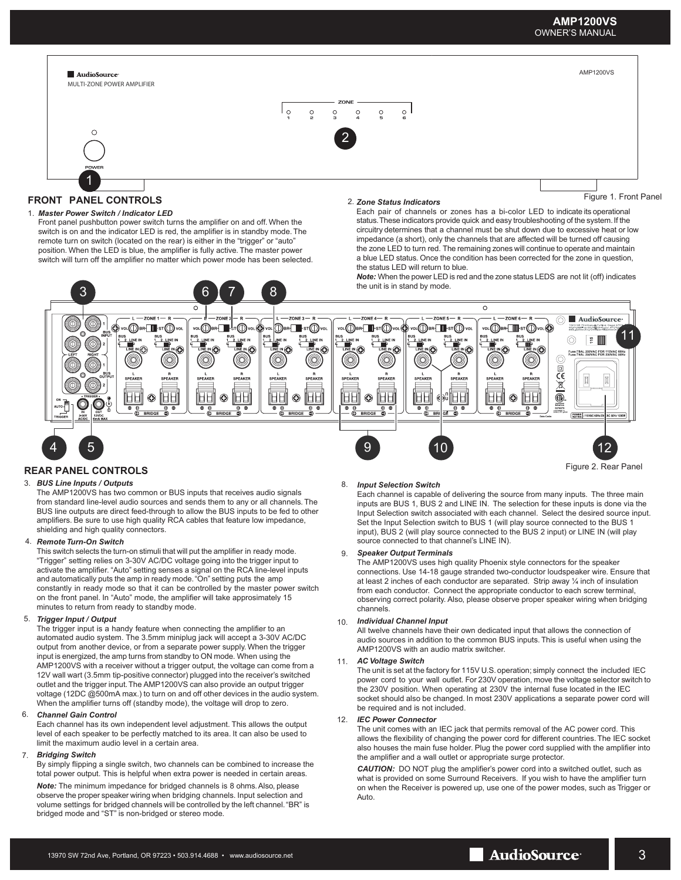Figure 1. Front Panel

## FRONT PANEL CONTROLS

1. ***Master Power Switch / Indicator LED***
   Front panel pushbutton power switch turns the amplifier on and off. When the switch is on and the indicator LED is red, the amplifier is in standby mode. The remote turn on switch (located on the rear) is either in the "trigger" or "auto" position. When the LED is blue, the amplifier is fully active. The master power switch will turn off the amplifier no matter which power mode has been selected.

2. ***Zone Status Indicators***
   Each pair of channels or zones has a bi-color LED to indicate its operational status. These indicators provide quick and easy troubleshooting of the system. If the circuitry determines that a channel must be shut down due to excessive heat or low impedance (a short), only the channels that are affected will be turned off causing the zone LED to turn red. The remaining zones will continue to operate and maintain a blue LED status. Once the condition has been corrected for the zone in question, the status LED will return to blue.
   ***Note:*** When the power LED is red and the zone status LEDS are not lit (off) indicates the unit is in stand by mode.

Figure 2. Rear Panel

## REAR PANEL CONTROLS

3. ***BUS Line Inputs / Outputs***
   The AMP1200VS has two common or BUS inputs that receives audio signals from standard line-level audio sources and sends them to any or all channels. The BUS line outputs are direct feed-through to allow the BUS inputs to be fed to other amplifiers. Be sure to use high quality RCA cables that feature low impedance, shielding and high quality connectors.

4. ***Remote Turn-On Switch***
   This switch selects the turn-on stimuli that will put the amplifier in ready mode. "Trigger" setting relies on 3-30V AC/DC voltage going into the trigger input to activate the amplifier. "Auto" setting senses a signal on the RCA line-level inputs and automatically puts the amp in ready mode. "On" setting puts the amp constantly in ready mode so that it can be controlled by the master power switch on the front panel. In "Auto" mode, the amplifier will take aprrosimately 15 minutes to return from ready to standby mode.

5. ***Trigger Input / Output***
   The trigger input is a handy feature when connecting the amplifier to an automated audio system. The 3.5mm miniplug jack will accept a 3-30V AC/DC output from another device, or from a separate power supply. When the trigger input is energized, the amp turns from standby to ON mode. When using the AMP1200VS with a receiver without a trigger output, the voltage can come from a 12V wall wart (3.5mm tip-positive connector) plugged into the receiver's switched outlet and the trigger input. The AMP1200VS can also provide an output trigger voltage (12DC @500mA max.) to turn on and off other devices in the audio system. When the amplifier turns off (standby mode), the voltage will drop to zero.

6. ***Channel Gain Control***
   Each channel has its own independent level adjustment. This allows the output level of each speaker to be perfectly matched to its area. It can also be used to limit the maximum audio level in a certain area.

7. ***Bridging Switch***
   By simply flipping a single switch, two channels can be combined to increase the total power output. This is helpful when extra power is needed in certain areas.
   ***Note:*** The minimum impedance for bridged channels is 8 ohms. Also, please observe the proper speaker wiring when bridging channels. Input selection and volume settings for bridged channels will be controlled by the left channel. "BR" is bridged mode and "ST" is non-bridged or stereo mode.

8. ***Input Selection Switch***
   Each channel is capable of delivering the source from many inputs. The three main inputs are BUS 1, BUS 2 and LINE IN. The selection for these inputs is done via the Input Selection switch associated with each channel. Select the desired source input. Set the Input Selection switch to BUS 1 (will play source connected to the BUS 1 input), BUS 2 (will play source connected to the BUS 2 input) or LINE IN (will play source connected to that channel's LINE IN).

9. ***Speaker Output Terminals***
   The AMP1200VS uses high quality Phoenix style connectors for the speaker connections. Use 14-18 gauge stranded two-conductor loudspeaker wire. Ensure that at least 2 inches of each conductor are separated. Strip away ¼ inch of insulation from each conductor. Connect the appropriate conductor to each screw terminal, observing correct polarity. Also, please observe proper speaker wiring when bridging channels.

10. ***Individual Channel Input***
    All twelve channels have their own dedicated input that allows the connection of audio sources in addition to the common BUS inputs. This is useful when using the AMP1200VS with an audio matrix switcher.

11. ***AC Voltage Switch***
    The unit is set at the factory for 115V U.S. operation; simply connect the included IEC power cord to your wall outlet. For 230V operation, move the voltage selector switch to the 230V position. When operating at 230V the internal fuse located in the IEC socket should also be changed. In most 230V applications a separate power cord will be required and is not included.

12. ***IEC Power Connector***
    The unit comes with an IEC jack that permits removal of the AC power cord. This allows the flexibility of changing the power cord for different countries. The IEC socket also houses the main fuse holder. Plug the power cord supplied with the amplifier into the amplifier and a wall outlet or appropriate surge protector.
    ***CAUTION:*** DO NOT plug the amplifier's power cord into a switched outlet, such as what is provided on some Surround Receivers. If you wish to have the amplifier turn on when the Receiver is powered up, use one of the power modes, such as Trigger or Auto.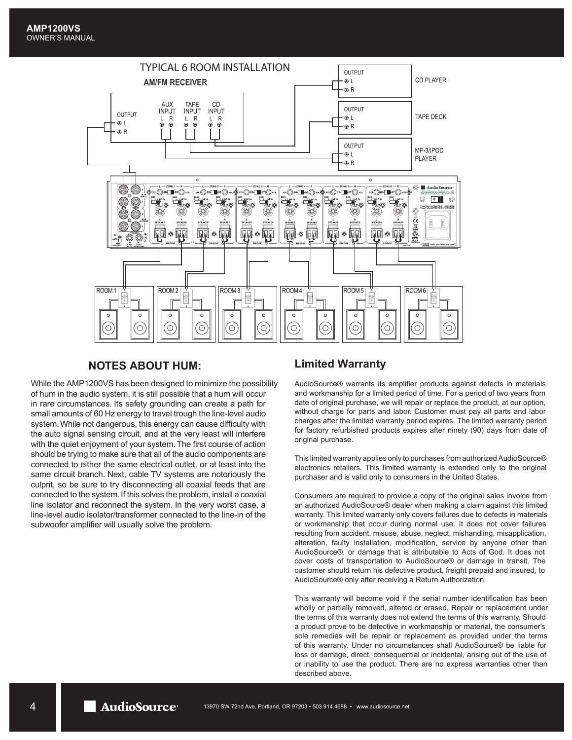TYPICAL 6 ROOM INSTALLATION

AM/FM RECEIVER

OUTPUT
L
R

AUX INPUT
L R

TAPE INPUT
L R

CD INPUT
L R

OUTPUT
L
R

CD PLAYER

OUTPUT
L
R

TAPE DECK

OUTPUT
L
R

MP-3/IPOD PLAYER

ROOM 1

ROOM 2

ROOM 3

ROOM 4

ROOM 5

ROOM 6

## NOTES ABOUT HUM:

While the AMP1200VS has been designed to minimize the possibility of hum in the audio system, it is still possible that a hum will occur in rare circumstances. Its safety grounding can create a path for small amounts of 60 Hz energy to travel trough the line-level audio system. While not dangerous, this energy can cause difficulty with the auto signal sensing circuit, and at the very least will interfere with the quiet enjoyment of your system. The first course of action should be trying to make sure that all of the audio components are connected to either the same electrical outlet, or at least into the same circuit branch. Next, cable TV systems are notoriously the culprit, so be sure to try disconnecting all coaxial feeds that are connected to the system. If this solves the problem, install a coaxial line isolator and reconnect the system. In the very worst case, a line-level audio isolator/transformer connected to the line-in of the subwoofer amplifier will usually solve the problem.

## Limited Warranty

AudioSource® warrants its amplifier products against defects in materials and workmanship for a limited period of time. For a period of two years from date of original purchase, we will repair or replace the product, at our option, without charge for parts and labor. Customer must pay all parts and labor charges after the limited warranty period expires. The limited warranty period for factory refurbished products expires after ninety (90) days from date of original purchase.

This limited warranty applies only to purchases from authorized AudioSource® electronics retailers. This limited warranty is extended only to the original purchaser and is valid only to consumers in the United States.

Consumers are required to provide a copy of the original sales invoice from an authorized AudioSource® dealer when making a claim against this limited warranty. This limited warranty only covers failures due to defects in materials or workmanship that occur during normal use. It does not cover failures resulting from accident, misuse, abuse, neglect, mishandling, misapplication, alteration, faulty installation, modification, service by anyone other than AudioSource®, or damage that is attributable to Acts of God. It does not cover costs of transportation to AudioSource® or damage in transit. The customer should return his defective product, freight prepaid and insured, to AudioSource® only after receiving a Return Authorization.

This warranty will become void if the serial number identification has been wholly or partially removed, altered or erased. Repair or replacement under the terms of this warranty does not extend the terms of this warranty. Should a product prove to be defective in workmanship or material, the consumer's sole remedies will be repair or replacement as provided under the terms of this warranty. Under no circumstances shall AudioSource® be liable for loss or damage, direct, consequential or incidental, arising out of the use of or inability to use the product. There are no express warranties other than described above.

AudioSource 13970 SW 72nd Ave, Portland, OR 97203 • 503.914.4688 • www.audiosource.net